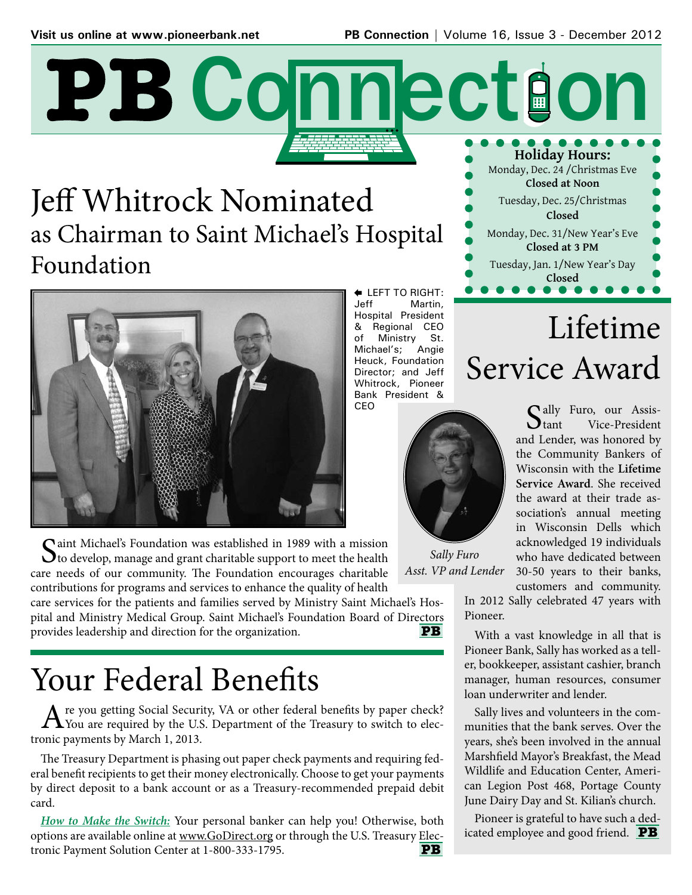Visit us online at www.pioneerbank.net

# PB Connection

**Holiday Hours:**

Monday, Dec. 24 /Christmas Eve
**Closed at Noon**

Tuesday, Dec. 25/Christmas
**Closed**

Monday, Dec. 31/New Year's Eve
**Closed at 3 PM**

Tuesday, Jan. 1/New Year's Day
**Closed**

## Jeff Whitrock Nominated as Chairman to Saint Michael's Hospital Foundation

LEFT TO RIGHT: Jeff Martin, Hospital President & Regional CEO of Ministry St. Michael's; Angie Heuck, Foundation Director; and Jeff Whitrock, Pioneer Bank President & CEO

Saint Michael's Foundation was established in 1989 with a mission to develop, manage and grant charitable support to meet the health care needs of our community. The Foundation encourages charitable contributions for programs and services to enhance the quality of health care services for the patients and families served by Ministry Saint Michael's Hospital and Ministry Medical Group. Saint Michael's Foundation Board of Directors provides leadership and direction for the organization. **PB**

## Your Federal Benefits

Are you getting Social Security, VA or other federal benefits by paper check? You are required by the U.S. Department of the Treasury to switch to electronic payments by March 1, 2013.

The Treasury Department is phasing out paper check payments and requiring federal benefit recipients to get their money electronically. Choose to get your payments by direct deposit to a bank account or as a Treasury-recommended prepaid debit card.

***How to Make the Switch:*** Your personal banker can help you! Otherwise, both options are available online at www.GoDirect.org or through the U.S. Treasury Electronic Payment Solution Center at 1-800-333-1795. **PB**

## Lifetime Service Award

*Sally Furo*
*Asst. VP and Lender*

Sally Furo, our Assistant Vice-President and Lender, was honored by the Community Bankers of Wisconsin with the **Lifetime Service Award**. She received the award at their trade association's annual meeting in Wisconsin Dells which acknowledged 19 individuals who have dedicated between 30-50 years to their banks, customers and community. In 2012 Sally celebrated 47 years with Pioneer.

With a vast knowledge in all that is Pioneer Bank, Sally has worked as a teller, bookkeeper, assistant cashier, branch manager, human resources, consumer loan underwriter and lender.

Sally lives and volunteers in the communities that the bank serves. Over the years, she's been involved in the annual Marshfield Mayor's Breakfast, the Mead Wildlife and Education Center, American Legion Post 468, Portage County June Dairy Day and St. Kilian's church.

Pioneer is grateful to have such a dedicated employee and good friend. **PB**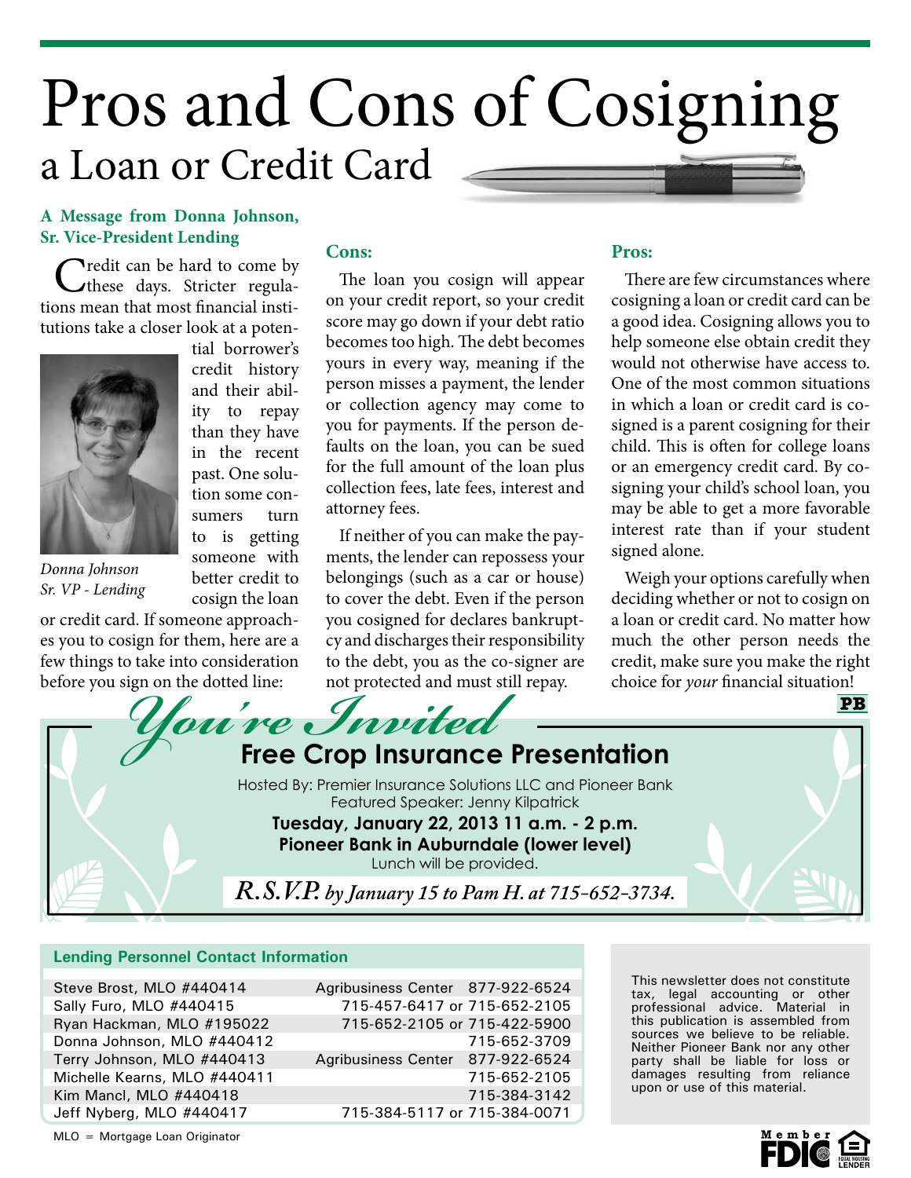# Pros and Cons of Cosigning

## a Loan or Credit Card

**A Message from Donna Johnson, Sr. Vice-President Lending**

Credit can be hard to come by these days. Stricter regulations mean that most financial institutions take a closer look at a potential borrower's credit history and their ability to repay than they have in the recent past. One solution some consumers turn to is getting someone with better credit to cosign the loan or credit card. If someone approaches you to cosign for them, here are a few things to take into consideration before you sign on the dotted line:

*Donna Johnson*
*Sr. VP - Lending*

### Cons:

The loan you cosign will appear on your credit report, so your credit score may go down if your debt ratio becomes too high. The debt becomes yours in every way, meaning if the person misses a payment, the lender or collection agency may come to you for payments. If the person defaults on the loan, you can be sued for the full amount of the loan plus collection fees, late fees, interest and attorney fees.

If neither of you can make the payments, the lender can repossess your belongings (such as a car or house) to cover the debt. Even if the person you cosigned for declares bankruptcy and discharges their responsibility to the debt, you as the co-signer are not protected and must still repay.

### Pros:

There are few circumstances where cosigning a loan or credit card can be a good idea. Cosigning allows you to help someone else obtain credit they would not otherwise have access to. One of the most common situations in which a loan or credit card is co-signed is a parent cosigning for their child. This is often for college loans or an emergency credit card. By cosigning your child's school loan, you may be able to get a more favorable interest rate than if your student signed alone.

Weigh your options carefully when deciding whether or not to cosign on a loan or credit card. No matter how much the other person needs the credit, make sure you make the right choice for *your* financial situation!

**PB**

*You're Invited*

## Free Crop Insurance Presentation

Hosted By: Premier Insurance Solutions LLC and Pioneer Bank
Featured Speaker: Jenny Kilpatrick

**Tuesday, January 22, 2013 11 a.m. - 2 p.m.**
**Pioneer Bank in Auburndale (lower level)**
Lunch will be provided.

*R.S.V.P. by January 15 to Pam H. at 715-652-3734.*

### Lending Personnel Contact Information

| Name | Contact |
|---|---|
| Steve Brost, MLO #440414 | Agribusiness Center 877-922-6524 |
| Sally Furo, MLO #440415 | 715-457-6417 or 715-652-2105 |
| Ryan Hackman, MLO #195022 | 715-652-2105 or 715-422-5900 |
| Donna Johnson, MLO #440412 | 715-652-3709 |
| Terry Johnson, MLO #440413 | Agribusiness Center 877-922-6524 |
| Michelle Kearns, MLO #440411 | 715-652-2105 |
| Kim Mancl, MLO #440418 | 715-384-3142 |
| Jeff Nyberg, MLO #440417 | 715-384-5117 or 715-384-0071 |

MLO = Mortgage Loan Originator

This newsletter does not constitute tax, legal accounting or other professional advice. Material in this publication is assembled from sources we believe to be reliable. Neither Pioneer Bank nor any other party shall be liable for loss or damages resulting from reliance upon or use of this material.

Member FDIC
EQUAL HOUSING LENDER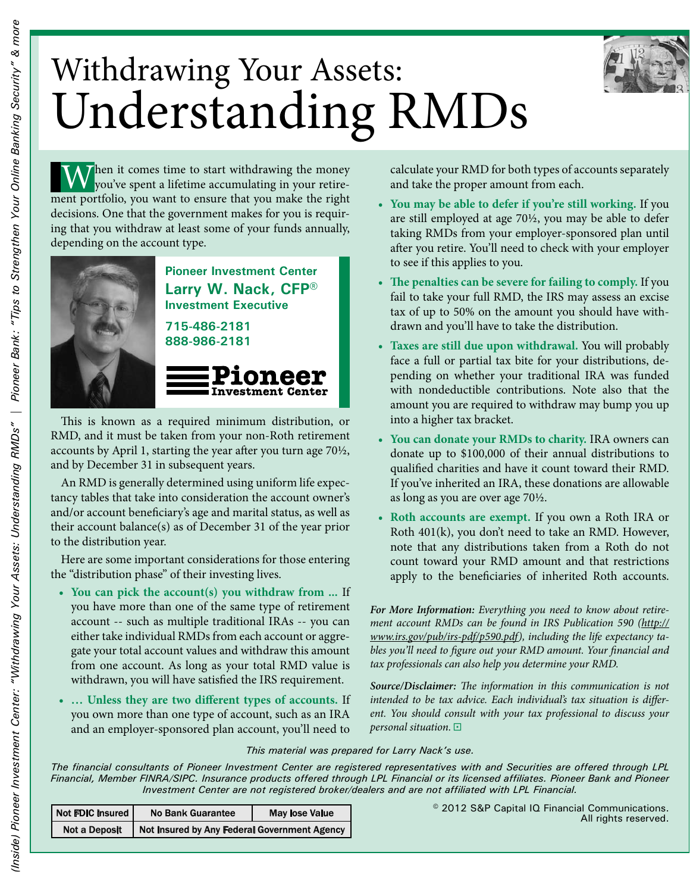# Withdrawing Your Assets: Understanding RMDs

When it comes time to start withdrawing the money you've spent a lifetime accumulating in your retirement portfolio, you want to ensure that you make the right decisions. One that the government makes for you is requiring that you withdraw at least some of your funds annually, depending on the account type.

**Pioneer Investment Center**
**Larry W. Nack, CFP®**
**Investment Executive**

**715-486-2181**
**888-986-2181**

**Pioneer Investment Center**

This is known as a required minimum distribution, or RMD, and it must be taken from your non-Roth retirement accounts by April 1, starting the year after you turn age 70½, and by December 31 in subsequent years.

An RMD is generally determined using uniform life expectancy tables that take into consideration the account owner's and/or account beneficiary's age and marital status, as well as their account balance(s) as of December 31 of the year prior to the distribution year.

Here are some important considerations for those entering the "distribution phase" of their investing lives.

- **You can pick the account(s) you withdraw from ...** If you have more than one of the same type of retirement account -- such as multiple traditional IRAs -- you can either take individual RMDs from each account or aggregate your total account values and withdraw this amount from one account. As long as your total RMD value is withdrawn, you will have satisfied the IRS requirement.
- **... Unless they are two different types of accounts.** If you own more than one type of account, such as an IRA and an employer-sponsored plan account, you'll need to calculate your RMD for both types of accounts separately and take the proper amount from each.
- **You may be able to defer if you're still working.** If you are still employed at age 70½, you may be able to defer taking RMDs from your employer-sponsored plan until after you retire. You'll need to check with your employer to see if this applies to you.
- **The penalties can be severe for failing to comply.** If you fail to take your full RMD, the IRS may assess an excise tax of up to 50% on the amount you should have withdrawn and you'll have to take the distribution.
- **Taxes are still due upon withdrawal.** You will probably face a full or partial tax bite for your distributions, depending on whether your traditional IRA was funded with nondeductible contributions. Note also that the amount you are required to withdraw may bump you up into a higher tax bracket.
- **You can donate your RMDs to charity.** IRA owners can donate up to $100,000 of their annual distributions to qualified charities and have it count toward their RMD. If you've inherited an IRA, these donations are allowable as long as you are over age 70½.
- **Roth accounts are exempt.** If you own a Roth IRA or Roth 401(k), you don't need to take an RMD. However, note that any distributions taken from a Roth do not count toward your RMD amount and that restrictions apply to the beneficiaries of inherited Roth accounts.

***For More Information:*** *Everything you need to know about retirement account RMDs can be found in IRS Publication 590 (http://www.irs.gov/pub/irs-pdf/p590.pdf), including the life expectancy tables you'll need to figure out your RMD amount. Your financial and tax professionals can also help you determine your RMD.*

***Source/Disclaimer:*** *The information in this communication is not intended to be tax advice. Each individual's tax situation is different. You should consult with your tax professional to discuss your personal situation.*

*This material was prepared for Larry Nack's use.*

*The financial consultants of Pioneer Investment Center are registered representatives with and Securities are offered through LPL Financial, Member FINRA/SIPC. Insurance products offered through LPL Financial or its licensed affiliates. Pioneer Bank and Pioneer Investment Center are not registered broker/dealers and are not affiliated with LPL Financial.*

| Not FDIC Insured | No Bank Guarantee | May lose Value |
|---|---|---|
| Not a Deposit | Not Insured by Any Federal Government Agency | |

© 2012 S&P Capital IQ Financial Communications. All rights reserved.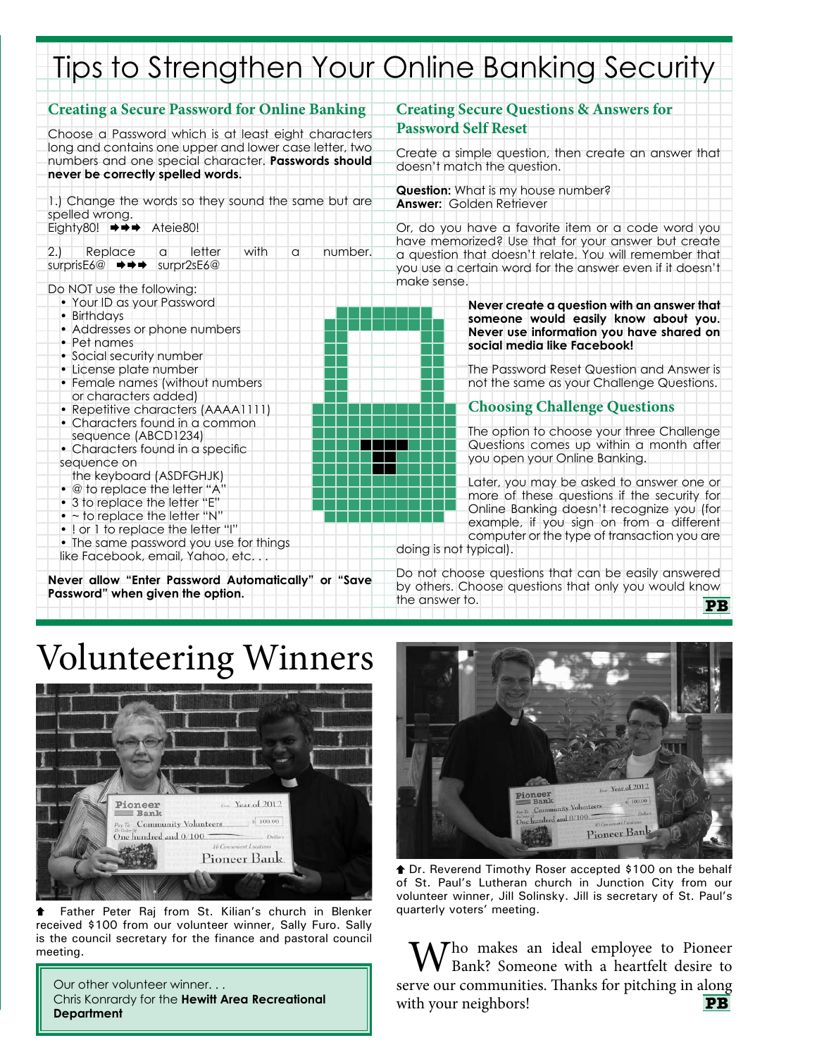# Tips to Strengthen Your Online Banking Security

## Creating a Secure Password for Online Banking

Choose a Password which is at least eight characters long and contains one upper and lower case letter, two numbers and one special character. **Passwords should never be correctly spelled words.**

1.) Change the words so they sound the same but are spelled wrong.
Eighty80! ➡➡➡ Ateie80!

2.) Replace a letter with a number.
surprisE6@ ➡➡➡ surpr2sE6@

Do NOT use the following:

- Your ID as your Password
- Birthdays
- Addresses or phone numbers
- Pet names
- Social security number
- License plate number
- Female names (without numbers or characters added)
- Repetitive characters (AAAA1111)
- Characters found in a common sequence (ABCD1234)
- Characters found in a specific sequence on the keyboard (ASDFGHJK)
- @ to replace the letter "A"
- 3 to replace the letter "E"
- ~ to replace the letter "N"
- ! or 1 to replace the letter "I"
- The same password you use for things like Facebook, email, Yahoo, etc. . .

**Never allow "Enter Password Automatically" or "Save Password" when given the option.**

## Creating Secure Questions & Answers for Password Self Reset

Create a simple question, then create an answer that doesn't match the question.

**Question:** What is my house number?
**Answer:** Golden Retriever

Or, do you have a favorite item or a code word you have memorized? Use that for your answer but create a question that doesn't relate. You will remember that you use a certain word for the answer even if it doesn't make sense.

**Never create a question with an answer that someone would easily know about you. Never use information you have shared on social media like Facebook!**

The Password Reset Question and Answer is not the same as your Challenge Questions.

## Choosing Challenge Questions

The option to choose your three Challenge Questions comes up within a month after you open your Online Banking.

Later, you may be asked to answer one or more of these questions if the security for Online Banking doesn't recognize you (for example, if you sign on from a different computer or the type of transaction you are doing is not typical).

Do not choose questions that can be easily answered by others. Choose questions that only you would know the answer to.

**PB**

# Volunteering Winners

⬆ Father Peter Raj from St. Kilian's church in Blenker received $100 from our volunteer winner, Sally Furo. Sally is the council secretary for the finance and pastoral council meeting.

Our other volunteer winner. . .
Chris Konrardy for the **Hewitt Area Recreational Department**

⬆ Dr. Reverend Timothy Roser accepted $100 on the behalf of St. Paul's Lutheran church in Junction City from our volunteer winner, Jill Solinsky. Jill is secretary of St. Paul's quarterly voters' meeting.

Who makes an ideal employee to Pioneer Bank? Someone with a heartfelt desire to serve our communities. Thanks for pitching in along with your neighbors!

**PB**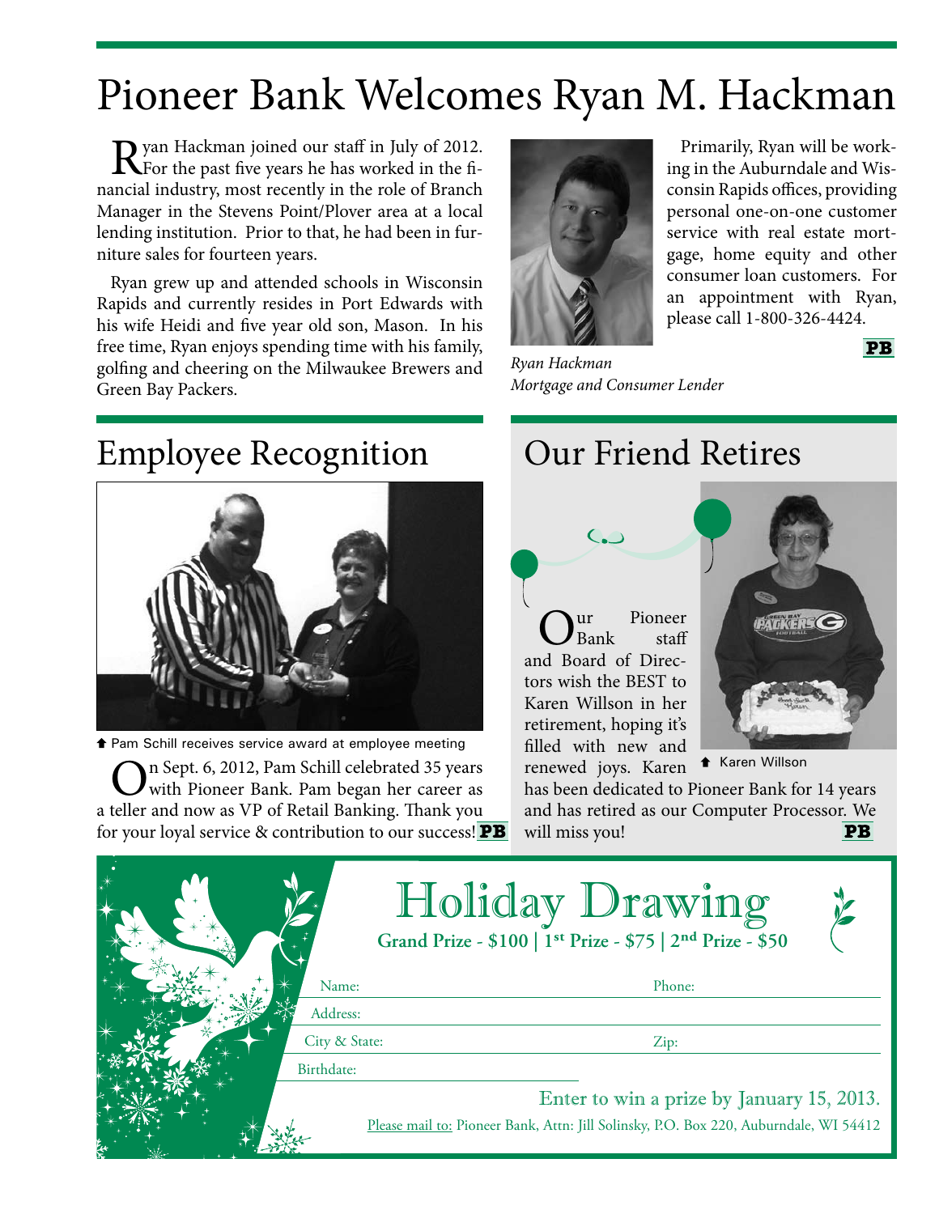# Pioneer Bank Welcomes Ryan M. Hackman

Ryan Hackman joined our staff in July of 2012. For the past five years he has worked in the financial industry, most recently in the role of Branch Manager in the Stevens Point/Plover area at a local lending institution. Prior to that, he had been in furniture sales for fourteen years.

Ryan grew up and attended schools in Wisconsin Rapids and currently resides in Port Edwards with his wife Heidi and five year old son, Mason. In his free time, Ryan enjoys spending time with his family, golfing and cheering on the Milwaukee Brewers and Green Bay Packers.

*Ryan Hackman*
*Mortgage and Consumer Lender*

Primarily, Ryan will be working in the Auburndale and Wisconsin Rapids offices, providing personal one-on-one customer service with real estate mortgage, home equity and other consumer loan customers. For an appointment with Ryan, please call 1-800-326-4424.

**PB**

## Employee Recognition

Pam Schill receives service award at employee meeting

On Sept. 6, 2012, Pam Schill celebrated 35 years with Pioneer Bank. Pam began her career as a teller and now as VP of Retail Banking. Thank you for your loyal service & contribution to our success! **PB**

## Our Friend Retires

Our Pioneer Bank staff and Board of Directors wish the BEST to Karen Willson in her retirement, hoping it's filled with new and renewed joys. Karen has been dedicated to Pioneer Bank for 14 years and has retired as our Computer Processor. We will miss you! **PB**

Karen Willson

## Holiday Drawing

**Grand Prize - $100 | 1st Prize - $75 | 2nd Prize - $50**

Name: ____________________ Phone: ____________________

Address: ____________________

City & State: ____________________ Zip: ____________________

Birthdate: ____________________

Enter to win a prize by January 15, 2013.

Please mail to: Pioneer Bank, Attn: Jill Solinsky, P.O. Box 220, Auburndale, WI 54412